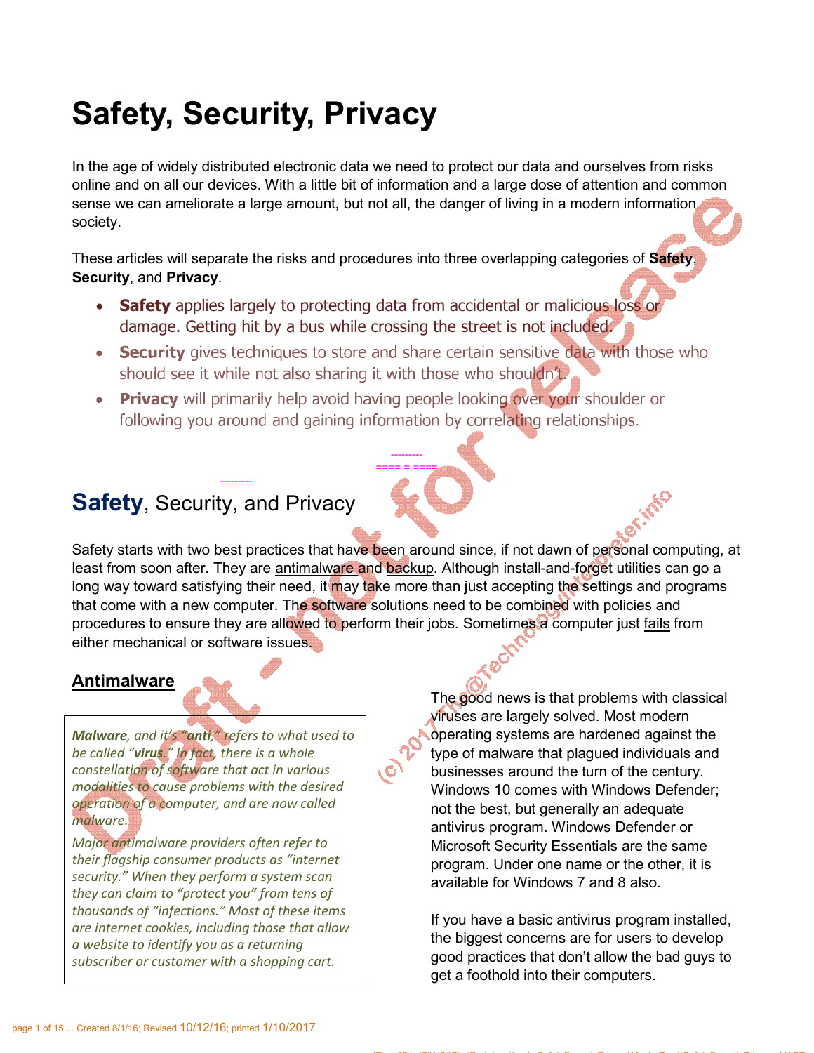# Safety, Security, Privacy

In the age of widely distributed electronic data we need to protect our data and ourselves from risks online and on all our devices. With a little bit of information and a large dose of attention and common sense we can ameliorate a large amount, but not all, the danger of living in a modern information society.

These articles will separate the risks and procedures into three overlapping categories of **Safety**, **Security**, and **Privacy**.

- **Safety** applies largely to protecting data from accidental or malicious loss or damage. Getting hit by a bus while crossing the street is not included.
- **Security** gives techniques to store and share certain sensitive data with those who should see it while not also sharing it with those who shouldn't.
- **Privacy** will primarily help avoid having people looking over your shoulder or following you around and gaining information by correlating relationships.

## **Safety**, Security, and Privacy

Safety starts with two best practices that have been around since, if not dawn of personal computing, at least from soon after. They are antimalware and backup. Although install-and-forget utilities can go a long way toward satisfying their need, it may take more than just accepting the settings and programs that come with a new computer. The software solutions need to be combined with policies and procedures to ensure they are allowed to perform their jobs. Sometimes a computer just fails from either mechanical or software issues.

### Antimalware

> ***Malware**, and it's **"anti,"** refers to what used to be called **"virus."** In fact, there is a whole constellation of software that act in various modalities to cause problems with the desired operation of a computer, and are now called malware.*
>
> *Major antimalware providers often refer to their flagship consumer products as "internet security." When they perform a system scan they can claim to "protect you" from tens of thousands of "infections." Most of these items are internet cookies, including those that allow a website to identify you as a returning subscriber or customer with a shopping cart.*

The good news is that problems with classical viruses are largely solved. Most modern operating systems are hardened against the type of malware that plagued individuals and businesses around the turn of the century. Windows 10 comes with Windows Defender; not the best, but generally an adequate antivirus program. Windows Defender or Microsoft Security Essentials are the same program. Under one name or the other, it is available for Windows 7 and 8 also.

If you have a basic antivirus program installed, the biggest concerns are for users to develop good practices that don't allow the bad guys to get a foothold into their computers.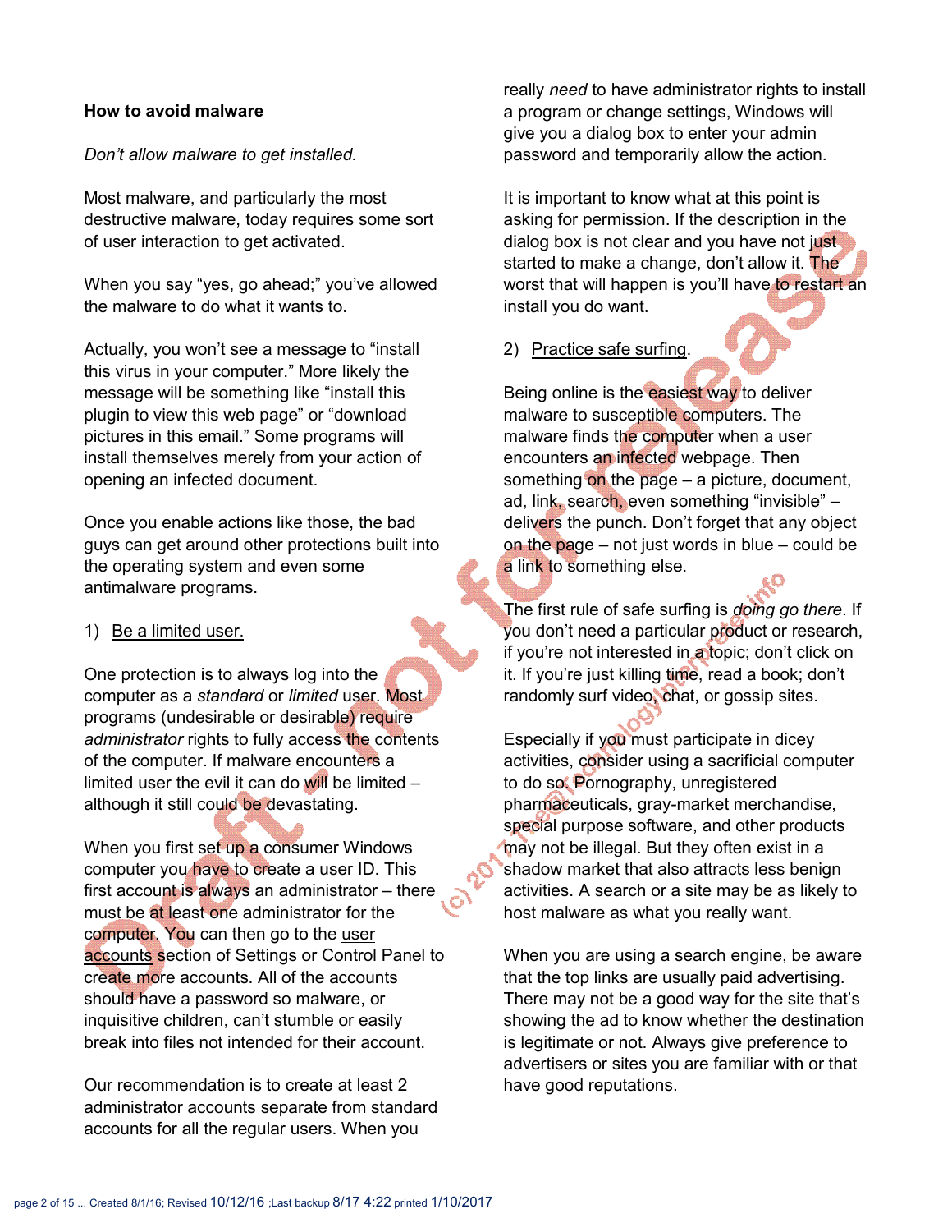**How to avoid malware**

*Don't allow malware to get installed.*

Most malware, and particularly the most destructive malware, today requires some sort of user interaction to get activated.

When you say "yes, go ahead;" you've allowed the malware to do what it wants to.

Actually, you won't see a message to "install this virus in your computer." More likely the message will be something like "install this plugin to view this web page" or "download pictures in this email." Some programs will install themselves merely from your action of opening an infected document.

Once you enable actions like those, the bad guys can get around other protections built into the operating system and even some antimalware programs.

1) Be a limited user.

One protection is to always log into the computer as a *standard* or *limited* user. Most programs (undesirable or desirable) require *administrator* rights to fully access the contents of the computer. If malware encounters a limited user the evil it can do will be limited – although it still could be devastating.

When you first set up a consumer Windows computer you have to create a user ID. This first account is always an administrator – there must be at least one administrator for the computer. You can then go to the user accounts section of Settings or Control Panel to create more accounts. All of the accounts should have a password so malware, or inquisitive children, can't stumble or easily break into files not intended for their account.

Our recommendation is to create at least 2 administrator accounts separate from standard accounts for all the regular users. When you really *need* to have administrator rights to install a program or change settings, Windows will give you a dialog box to enter your admin password and temporarily allow the action.

It is important to know what at this point is asking for permission. If the description in the dialog box is not clear and you have not just started to make a change, don't allow it. The worst that will happen is you'll have to restart an install you do want.

2) Practice safe surfing.

Being online is the easiest way to deliver malware to susceptible computers. The malware finds the computer when a user encounters an infected webpage. Then something on the page – a picture, document, ad, link, search, even something "invisible" – delivers the punch. Don't forget that any object on the page – not just words in blue – could be a link to something else.

The first rule of safe surfing is *doing go there*. If you don't need a particular product or research, if you're not interested in a topic; don't click on it. If you're just killing time, read a book; don't randomly surf video, chat, or gossip sites.

Especially if you must participate in dicey activities, consider using a sacrificial computer to do so. Pornography, unregistered pharmaceuticals, gray-market merchandise, special purpose software, and other products may not be illegal. But they often exist in a shadow market that also attracts less benign activities. A search or a site may be as likely to host malware as what you really want.

When you are using a search engine, be aware that the top links are usually paid advertising. There may not be a good way for the site that's showing the ad to know whether the destination is legitimate or not. Always give preference to advertisers or sites you are familiar with or that have good reputations.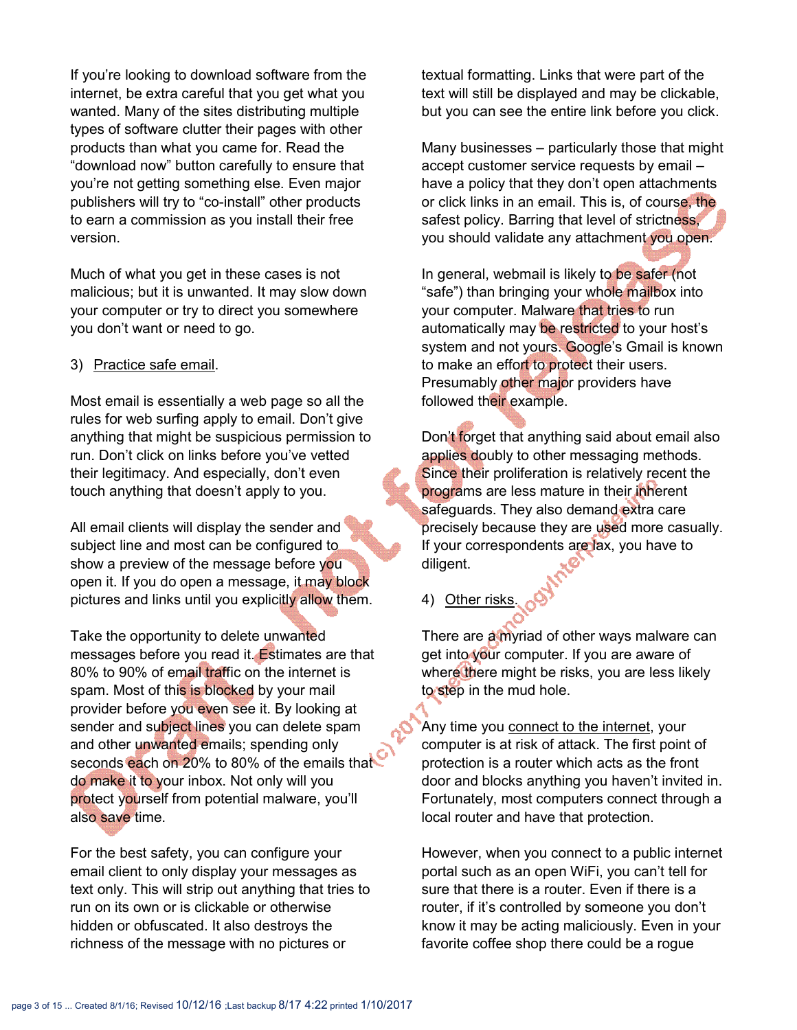If you're looking to download software from the internet, be extra careful that you get what you wanted. Many of the sites distributing multiple types of software clutter their pages with other products than what you came for. Read the "download now" button carefully to ensure that you're not getting something else. Even major publishers will try to "co-install" other products to earn a commission as you install their free version.

Much of what you get in these cases is not malicious; but it is unwanted. It may slow down your computer or try to direct you somewhere you don't want or need to go.

3) Practice safe email.

Most email is essentially a web page so all the rules for web surfing apply to email. Don't give anything that might be suspicious permission to run. Don't click on links before you've vetted their legitimacy. And especially, don't even touch anything that doesn't apply to you.

All email clients will display the sender and subject line and most can be configured to show a preview of the message before you open it. If you do open a message, it may block pictures and links until you explicitly allow them.

Take the opportunity to delete unwanted messages before you read it. Estimates are that 80% to 90% of email traffic on the internet is spam. Most of this is blocked by your mail provider before you even see it. By looking at sender and subject lines you can delete spam and other unwanted emails; spending only seconds each on 20% to 80% of the emails that do make it to your inbox. Not only will you protect yourself from potential malware, you'll also save time.

For the best safety, you can configure your email client to only display your messages as text only. This will strip out anything that tries to run on its own or is clickable or otherwise hidden or obfuscated. It also destroys the richness of the message with no pictures or textual formatting. Links that were part of the text will still be displayed and may be clickable, but you can see the entire link before you click.

Many businesses – particularly those that might accept customer service requests by email – have a policy that they don't open attachments or click links in an email. This is, of course, the safest policy. Barring that level of strictness, you should validate any attachment you open.

In general, webmail is likely to be safer (not "safe") than bringing your whole mailbox into your computer. Malware that tries to run automatically may be restricted to your host's system and not yours. Google's Gmail is known to make an effort to protect their users. Presumably other major providers have followed their example.

Don't forget that anything said about email also applies doubly to other messaging methods. Since their proliferation is relatively recent the programs are less mature in their inherent safeguards. They also demand extra care precisely because they are used more casually. If your correspondents are lax, you have to diligent.

4) Other risks.

There are a myriad of other ways malware can get into your computer. If you are aware of where there might be risks, you are less likely to step in the mud hole.

Any time you connect to the internet, your computer is at risk of attack. The first point of protection is a router which acts as the front door and blocks anything you haven't invited in. Fortunately, most computers connect through a local router and have that protection.

However, when you connect to a public internet portal such as an open WiFi, you can't tell for sure that there is a router. Even if there is a router, if it's controlled by someone you don't know it may be acting maliciously. Even in your favorite coffee shop there could be a rogue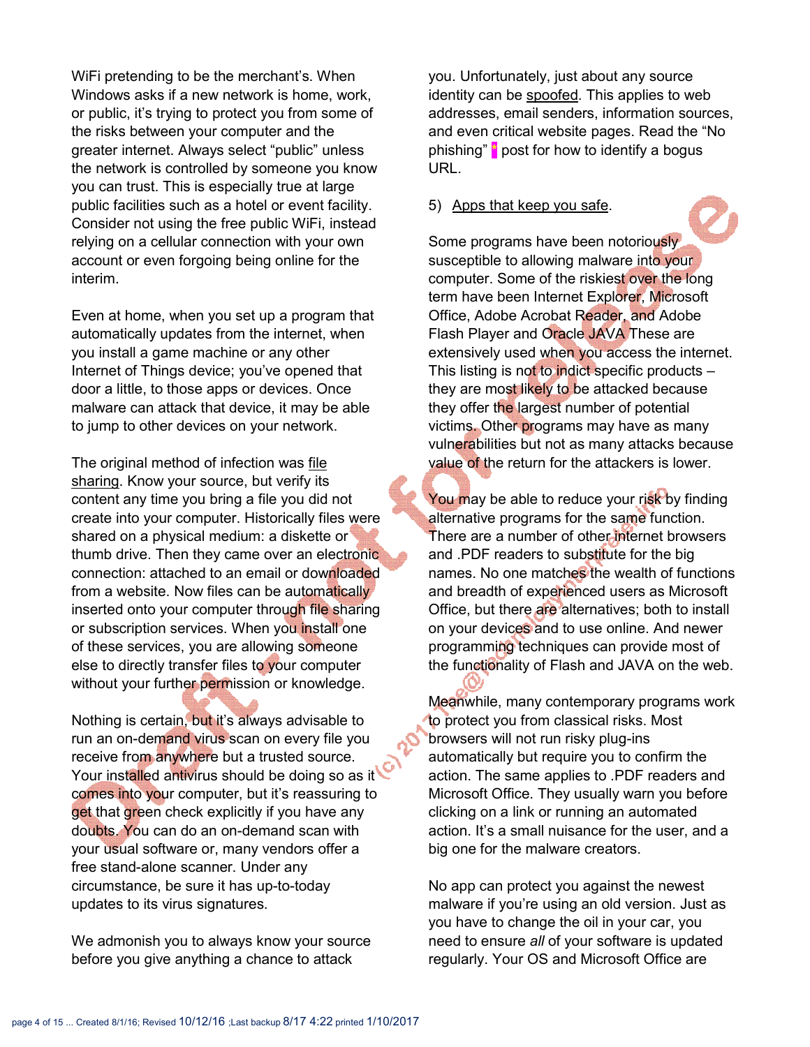WiFi pretending to be the merchant's. When Windows asks if a new network is home, work, or public, it's trying to protect you from some of the risks between your computer and the greater internet. Always select "public" unless the network is controlled by someone you know you can trust. This is especially true at large public facilities such as a hotel or event facility. Consider not using the free public WiFi, instead relying on a cellular connection with your own account or even forgoing being online for the interim.

Even at home, when you set up a program that automatically updates from the internet, when you install a game machine or any other Internet of Things device; you've opened that door a little, to those apps or devices. Once malware can attack that device, it may be able to jump to other devices on your network.

The original method of infection was file sharing. Know your source, but verify its content any time you bring a file you did not create into your computer. Historically files were shared on a physical medium: a diskette or thumb drive. Then they came over an electronic connection: attached to an email or downloaded from a website. Now files can be automatically inserted onto your computer through file sharing or subscription services. When you install one of these services, you are allowing someone else to directly transfer files to your computer without your further permission or knowledge.

Nothing is certain, but it's always advisable to run an on-demand virus scan on every file you receive from anywhere but a trusted source. Your installed antivirus should be doing so as it comes into your computer, but it's reassuring to get that green check explicitly if you have any doubts. You can do an on-demand scan with your usual software or, many vendors offer a free stand-alone scanner. Under any circumstance, be sure it has up-to-today updates to its virus signatures.

We admonish you to always know your source before you give anything a chance to attack you. Unfortunately, just about any source identity can be spoofed. This applies to web addresses, email senders, information sources, and even critical website pages. Read the "No phishing" * post for how to identify a bogus URL.

5) Apps that keep you safe.

Some programs have been notoriously susceptible to allowing malware into your computer. Some of the riskiest over the long term have been Internet Explorer, Microsoft Office, Adobe Acrobat Reader, and Adobe Flash Player and Oracle JAVA These are extensively used when you access the internet. This listing is not to indict specific products – they are most likely to be attacked because they offer the largest number of potential victims. Other programs may have as many vulnerabilities but not as many attacks because value of the return for the attackers is lower.

You may be able to reduce your risk by finding alternative programs for the same function. There are a number of other internet browsers and .PDF readers to substitute for the big names. No one matches the wealth of functions and breadth of experienced users as Microsoft Office, but there are alternatives; both to install on your devices and to use online. And newer programming techniques can provide most of the functionality of Flash and JAVA on the web.

Meanwhile, many contemporary programs work to protect you from classical risks. Most browsers will not run risky plug-ins automatically but require you to confirm the action. The same applies to .PDF readers and Microsoft Office. They usually warn you before clicking on a link or running an automated action. It's a small nuisance for the user, and a big one for the malware creators.

No app can protect you against the newest malware if you're using an old version. Just as you have to change the oil in your car, you need to ensure *all* of your software is updated regularly. Your OS and Microsoft Office are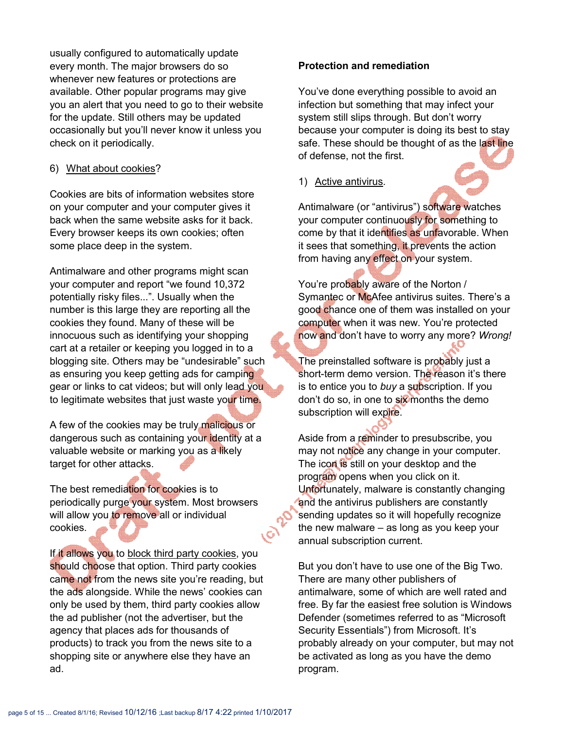usually configured to automatically update every month. The major browsers do so whenever new features or protections are available. Other popular programs may give you an alert that you need to go to their website for the update. Still others may be updated occasionally but you'll never know it unless you check on it periodically.

6) What about cookies?

Cookies are bits of information websites store on your computer and your computer gives it back when the same website asks for it back. Every browser keeps its own cookies; often some place deep in the system.

Antimalware and other programs might scan your computer and report "we found 10,372 potentially risky files...". Usually when the number is this large they are reporting all the cookies they found. Many of these will be innocuous such as identifying your shopping cart at a retailer or keeping you logged in to a blogging site. Others may be "undesirable" such as ensuring you keep getting ads for camping gear or links to cat videos; but will only lead you to legitimate websites that just waste your time.

A few of the cookies may be truly malicious or dangerous such as containing your identity at a valuable website or marking you as a likely target for other attacks.

The best remediation for cookies is to periodically purge your system. Most browsers will allow you to remove all or individual cookies.

If it allows you to block third party cookies, you should choose that option. Third party cookies came not from the news site you're reading, but the ads alongside. While the news' cookies can only be used by them, third party cookies allow the ad publisher (not the advertiser, but the agency that places ads for thousands of products) to track you from the news site to a shopping site or anywhere else they have an ad.

**Protection and remediation**

You've done everything possible to avoid an infection but something that may infect your system still slips through. But don't worry because your computer is doing its best to stay safe. These should be thought of as the last line of defense, not the first.

1) Active antivirus.

Antimalware (or "antivirus") software watches your computer continuously for something to come by that it identifies as unfavorable. When it sees that something, it prevents the action from having any effect on your system.

You're probably aware of the Norton / Symantec or McAfee antivirus suites. There's a good chance one of them was installed on your computer when it was new. You're protected now and don't have to worry any more? *Wrong!*

The preinstalled software is probably just a short-term demo version. The reason it's there is to entice you to *buy* a subscription. If you don't do so, in one to six months the demo subscription will expire.

Aside from a reminder to presubscribe, you may not notice any change in your computer. The icon is still on your desktop and the program opens when you click on it. Unfortunately, malware is constantly changing and the antivirus publishers are constantly sending updates so it will hopefully recognize the new malware – as long as you keep your annual subscription current.

But you don't have to use one of the Big Two. There are many other publishers of antimalware, some of which are well rated and free. By far the easiest free solution is Windows Defender (sometimes referred to as "Microsoft Security Essentials") from Microsoft. It's probably already on your computer, but may not be activated as long as you have the demo program.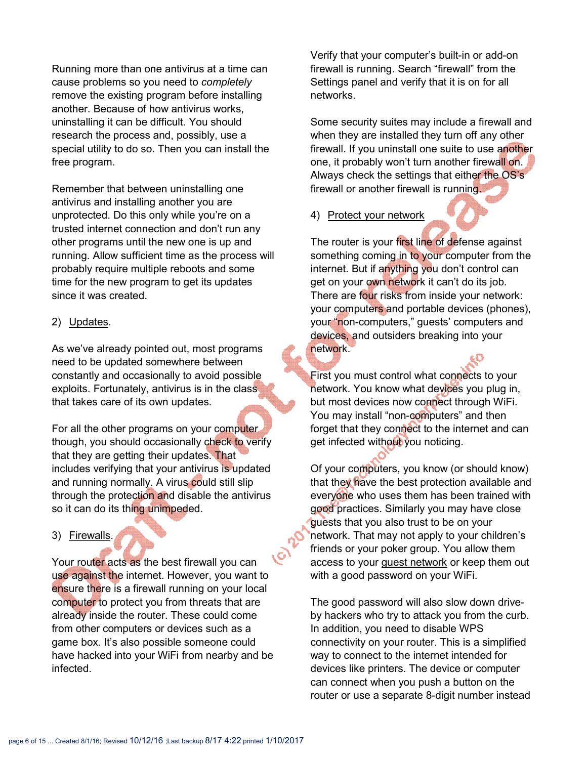Running more than one antivirus at a time can cause problems so you need to *completely* remove the existing program before installing another. Because of how antivirus works, uninstalling it can be difficult. You should research the process and, possibly, use a special utility to do so. Then you can install the free program.

Remember that between uninstalling one antivirus and installing another you are unprotected. Do this only while you're on a trusted internet connection and don't run any other programs until the new one is up and running. Allow sufficient time as the process will probably require multiple reboots and some time for the new program to get its updates since it was created.

2) Updates.

As we've already pointed out, most programs need to be updated somewhere between constantly and occasionally to avoid possible exploits. Fortunately, antivirus is in the class that takes care of its own updates.

For all the other programs on your computer though, you should occasionally check to verify that they are getting their updates. That includes verifying that your antivirus is updated and running normally. A virus could still slip through the protection and disable the antivirus so it can do its thing unimpeded.

3) Firewalls.

Your router acts as the best firewall you can use against the internet. However, you want to ensure there is a firewall running on your local computer to protect you from threats that are already inside the router. These could come from other computers or devices such as a game box. It's also possible someone could have hacked into your WiFi from nearby and be infected.

Verify that your computer's built-in or add-on firewall is running. Search "firewall" from the Settings panel and verify that it is on for all networks.

Some security suites may include a firewall and when they are installed they turn off any other firewall. If you uninstall one suite to use another one, it probably won't turn another firewall on. Always check the settings that either the OS's firewall or another firewall is running.

4) Protect your network

The router is your first line of defense against something coming in to your computer from the internet. But if anything you don't control can get on your own network it can't do its job. There are four risks from inside your network: your computers and portable devices (phones), your "non-computers," guests' computers and devices, and outsiders breaking into your network.

First you must control what connects to your network. You know what devices you plug in, but most devices now connect through WiFi. You may install "non-computers" and then forget that they connect to the internet and can get infected without you noticing.

Of your computers, you know (or should know) that they have the best protection available and everyone who uses them has been trained with good practices. Similarly you may have close guests that you also trust to be on your network. That may not apply to your children's friends or your poker group. You allow them access to your guest network or keep them out with a good password on your WiFi.

The good password will also slow down drive-by hackers who try to attack you from the curb. In addition, you need to disable WPS connectivity on your router. This is a simplified way to connect to the internet intended for devices like printers. The device or computer can connect when you push a button on the router or use a separate 8-digit number instead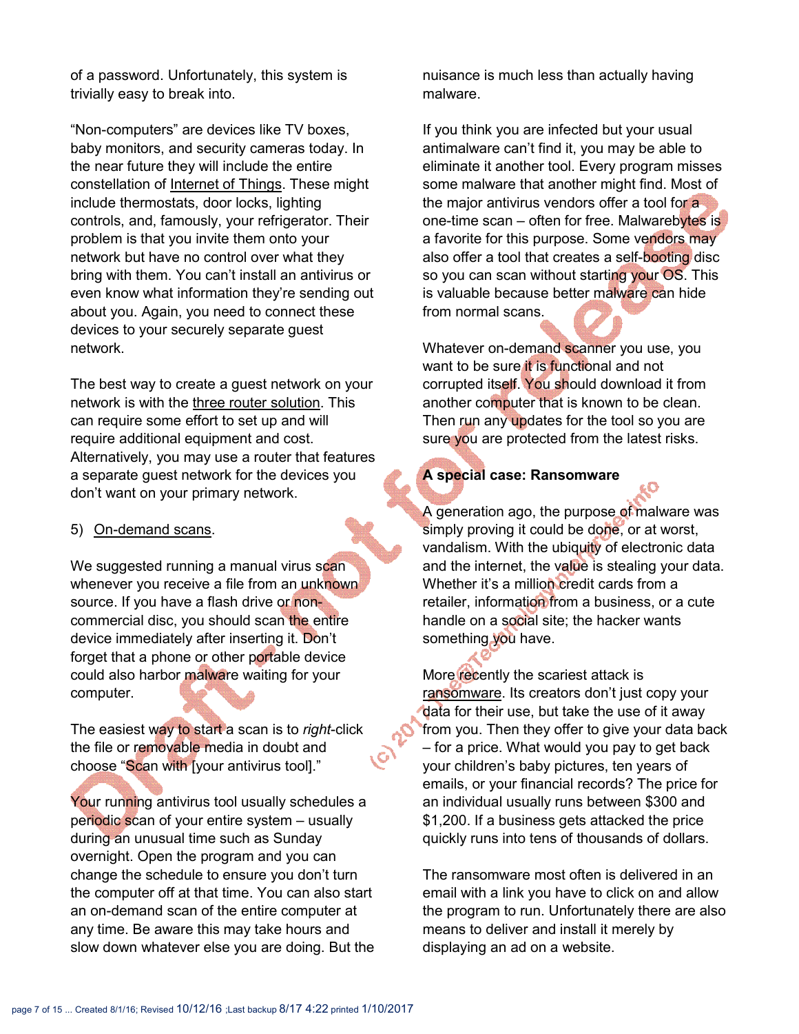of a password. Unfortunately, this system is trivially easy to break into.

"Non-computers" are devices like TV boxes, baby monitors, and security cameras today. In the near future they will include the entire constellation of Internet of Things. These might include thermostats, door locks, lighting controls, and, famously, your refrigerator. Their problem is that you invite them onto your network but have no control over what they bring with them. You can't install an antivirus or even know what information they're sending out about you. Again, you need to connect these devices to your securely separate guest network.

The best way to create a guest network on your network is with the three router solution. This can require some effort to set up and will require additional equipment and cost. Alternatively, you may use a router that features a separate guest network for the devices you don't want on your primary network.

5) On-demand scans.

We suggested running a manual virus scan whenever you receive a file from an unknown source. If you have a flash drive or non-commercial disc, you should scan the entire device immediately after inserting it. Don't forget that a phone or other portable device could also harbor malware waiting for your computer.

The easiest way to start a scan is to *right*-click the file or removable media in doubt and choose "Scan with [your antivirus tool]."

Your running antivirus tool usually schedules a periodic scan of your entire system – usually during an unusual time such as Sunday overnight. Open the program and you can change the schedule to ensure you don't turn the computer off at that time. You can also start an on-demand scan of the entire computer at any time. Be aware this may take hours and slow down whatever else you are doing. But the nuisance is much less than actually having malware.

If you think you are infected but your usual antimalware can't find it, you may be able to eliminate it another tool. Every program misses some malware that another might find. Most of the major antivirus vendors offer a tool for a one-time scan – often for free. Malwarebytes is a favorite for this purpose. Some vendors may also offer a tool that creates a self-booting disc so you can scan without starting your OS. This is valuable because better malware can hide from normal scans.

Whatever on-demand scanner you use, you want to be sure it is functional and not corrupted itself. You should download it from another computer that is known to be clean. Then run any updates for the tool so you are sure you are protected from the latest risks.

**A special case: Ransomware**

A generation ago, the purpose of malware was simply proving it could be done, or at worst, vandalism. With the ubiquity of electronic data and the internet, the value is stealing your data. Whether it's a million credit cards from a retailer, information from a business, or a cute handle on a social site; the hacker wants something you have.

More recently the scariest attack is ransomware. Its creators don't just copy your data for their use, but take the use of it away from you. Then they offer to give your data back – for a price. What would you pay to get back your children's baby pictures, ten years of emails, or your financial records? The price for an individual usually runs between $300 and $1,200. If a business gets attacked the price quickly runs into tens of thousands of dollars.

The ransomware most often is delivered in an email with a link you have to click on and allow the program to run. Unfortunately there are also means to deliver and install it merely by displaying an ad on a website.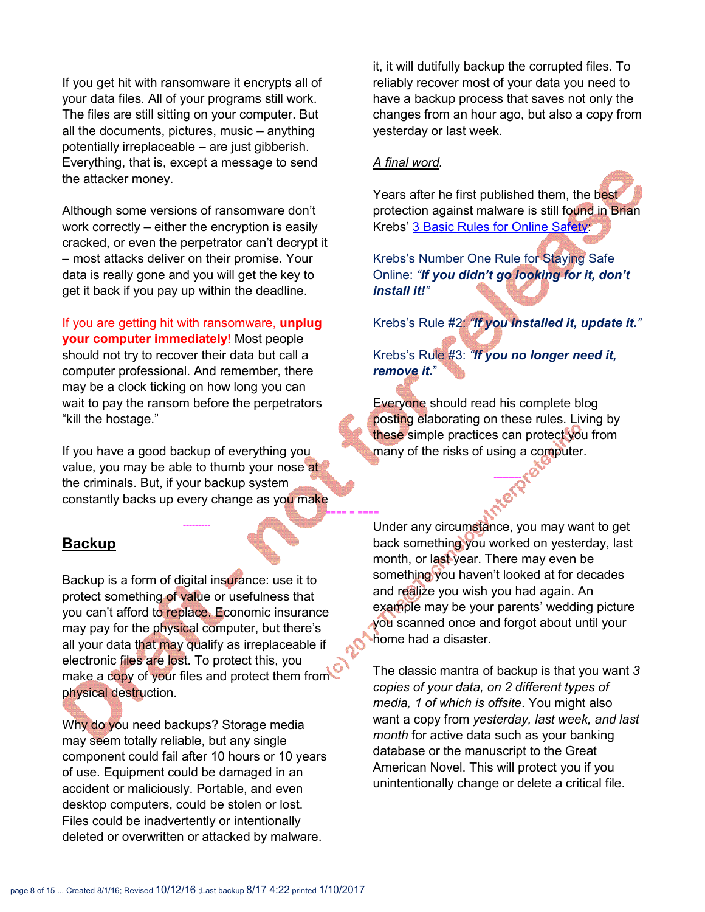If you get hit with ransomware it encrypts all of your data files. All of your programs still work. The files are still sitting on your computer. But all the documents, pictures, music – anything potentially irreplaceable – are just gibberish. Everything, that is, except a message to send the attacker money.

Although some versions of ransomware don't work correctly – either the encryption is easily cracked, or even the perpetrator can't decrypt it – most attacks deliver on their promise. Your data is really gone and you will get the key to get it back if you pay up within the deadline.

If you are getting hit with ransomware, **unplug your computer immediately**! Most people should not try to recover their data but call a computer professional. And remember, there may be a clock ticking on how long you can wait to pay the ransom before the perpetrators "kill the hostage."

If you have a good backup of everything you value, you may be able to thumb your nose at the criminals. But, if your backup system constantly backs up every change as you make it, it will dutifully backup the corrupted files. To reliably recover most of your data you need to have a backup process that saves not only the changes from an hour ago, but also a copy from yesterday or last week.

*A final word.*

Years after he first published them, the best protection against malware is still found in Brian Krebs' 3 Basic Rules for Online Safety:

Krebs's Number One Rule for Staying Safe Online: ***"If you didn't go looking for it, don't install it!"***

Krebs's Rule #2: ***"If you installed it, update it."***

Krebs's Rule #3: ***"If you no longer need it, remove it."***

Everyone should read his complete blog posting elaborating on these rules. Living by these simple practices can protect you from many of the risks of using a computer.

## Backup

Backup is a form of digital insurance: use it to protect something of value or usefulness that you can't afford to replace. Economic insurance may pay for the physical computer, but there's all your data that may qualify as irreplaceable if electronic files are lost. To protect this, you make a copy of your files and protect them from physical destruction.

Why do you need backups? Storage media may seem totally reliable, but any single component could fail after 10 hours or 10 years of use. Equipment could be damaged in an accident or maliciously. Portable, and even desktop computers, could be stolen or lost. Files could be inadvertently or intentionally deleted or overwritten or attacked by malware.

Under any circumstance, you may want to get back something you worked on yesterday, last month, or last year. There may even be something you haven't looked at for decades and realize you wish you had again. An example may be your parents' wedding picture you scanned once and forgot about until your home had a disaster.

The classic mantra of backup is that you want *3 copies of your data, on 2 different types of media, 1 of which is offsite*. You might also want a copy from *yesterday, last week, and last month* for active data such as your banking database or the manuscript to the Great American Novel. This will protect you if you unintentionally change or delete a critical file.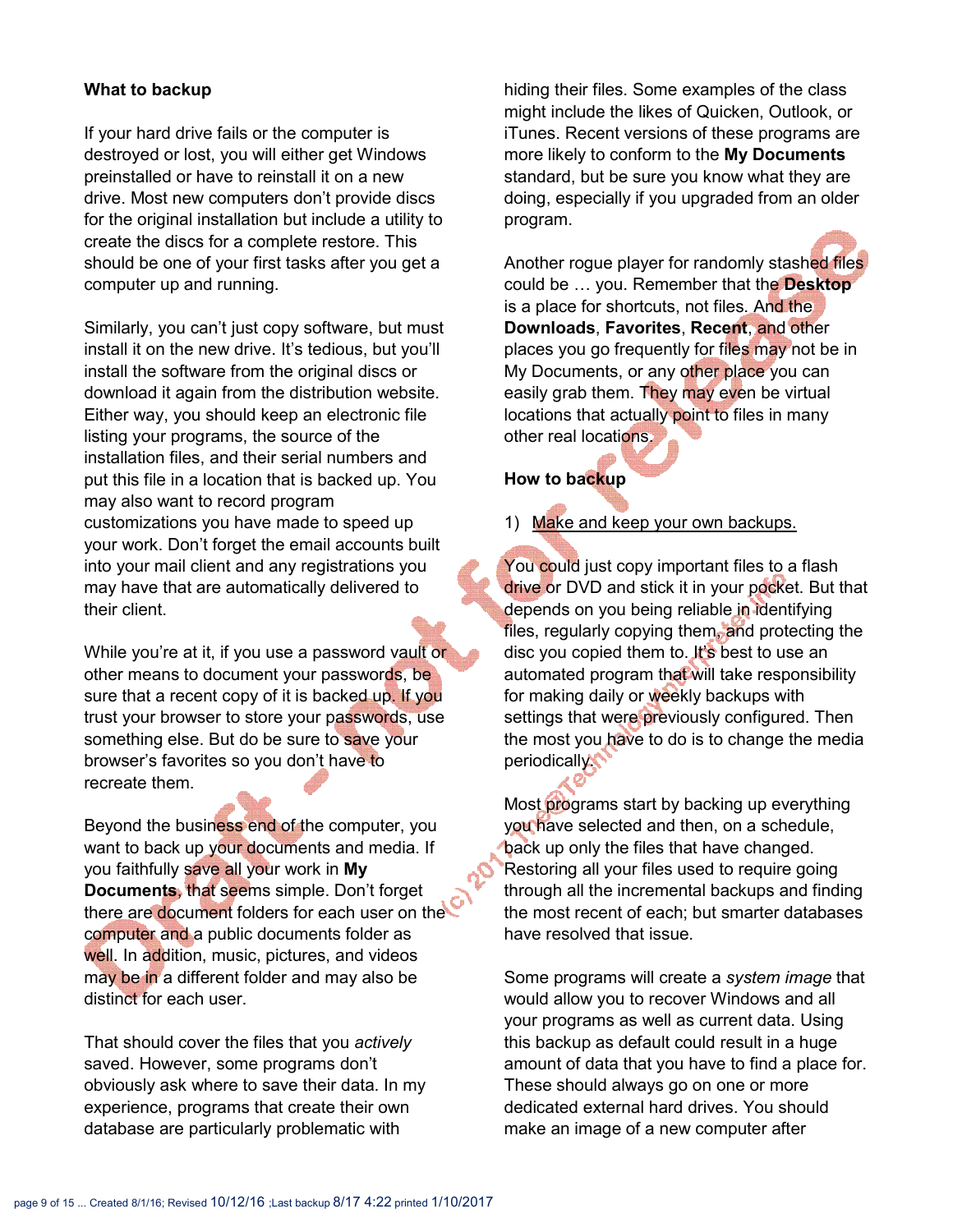**What to backup**

If your hard drive fails or the computer is destroyed or lost, you will either get Windows preinstalled or have to reinstall it on a new drive. Most new computers don't provide discs for the original installation but include a utility to create the discs for a complete restore. This should be one of your first tasks after you get a computer up and running.

Similarly, you can't just copy software, but must install it on the new drive. It's tedious, but you'll install the software from the original discs or download it again from the distribution website. Either way, you should keep an electronic file listing your programs, the source of the installation files, and their serial numbers and put this file in a location that is backed up. You may also want to record program customizations you have made to speed up your work. Don't forget the email accounts built into your mail client and any registrations you may have that are automatically delivered to their client.

While you're at it, if you use a password vault or other means to document your passwords, be sure that a recent copy of it is backed up. If you trust your browser to store your passwords, use something else. But do be sure to save your browser's favorites so you don't have to recreate them.

Beyond the business end of the computer, you want to back up your documents and media. If you faithfully save all your work in **My Documents**, that seems simple. Don't forget there are document folders for each user on the computer and a public documents folder as well. In addition, music, pictures, and videos may be in a different folder and may also be distinct for each user.

That should cover the files that you *actively* saved. However, some programs don't obviously ask where to save their data. In my experience, programs that create their own database are particularly problematic with hiding their files. Some examples of the class might include the likes of Quicken, Outlook, or iTunes. Recent versions of these programs are more likely to conform to the **My Documents** standard, but be sure you know what they are doing, especially if you upgraded from an older program.

Another rogue player for randomly stashed files could be … you. Remember that the **Desktop** is a place for shortcuts, not files. And the **Downloads**, **Favorites**, **Recent**, and other places you go frequently for files may not be in My Documents, or any other place you can easily grab them. They may even be virtual locations that actually point to files in many other real locations.

**How to backup**

1) Make and keep your own backups.

You could just copy important files to a flash drive or DVD and stick it in your pocket. But that depends on you being reliable in identifying files, regularly copying them and protecting the disc you copied them to. It's best to use an automated program that will take responsibility for making daily or weekly backups with settings that were previously configured. Then the most you have to do is to change the media periodically.

Most programs start by backing up everything you have selected and then, on a schedule, back up only the files that have changed. Restoring all your files used to require going through all the incremental backups and finding the most recent of each; but smarter databases have resolved that issue.

Some programs will create a *system image* that would allow you to recover Windows and all your programs as well as current data. Using this backup as default could result in a huge amount of data that you have to find a place for. These should always go on one or more dedicated external hard drives. You should make an image of a new computer after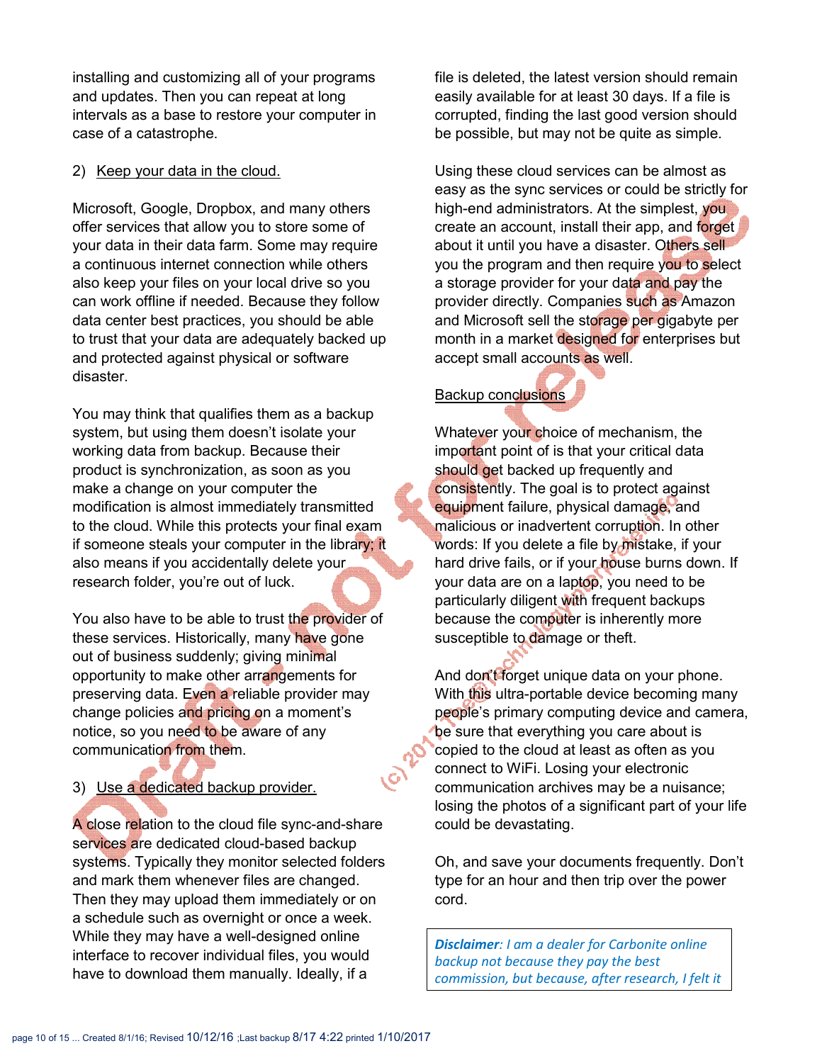installing and customizing all of your programs and updates. Then you can repeat at long intervals as a base to restore your computer in case of a catastrophe.

2) Keep your data in the cloud.

Microsoft, Google, Dropbox, and many others offer services that allow you to store some of your data in their data farm. Some may require a continuous internet connection while others also keep your files on your local drive so you can work offline if needed. Because they follow data center best practices, you should be able to trust that your data are adequately backed up and protected against physical or software disaster.

You may think that qualifies them as a backup system, but using them doesn't isolate your working data from backup. Because their product is synchronization, as soon as you make a change on your computer the modification is almost immediately transmitted to the cloud. While this protects your final exam if someone steals your computer in the library, it also means if you accidentally delete your research folder, you're out of luck.

You also have to be able to trust the provider of these services. Historically, many have gone out of business suddenly; giving minimal opportunity to make other arrangements for preserving data. Even a reliable provider may change policies and pricing on a moment's notice, so you need to be aware of any communication from them.

3) Use a dedicated backup provider.

A close relation to the cloud file sync-and-share services are dedicated cloud-based backup systems. Typically they monitor selected folders and mark them whenever files are changed. Then they may upload them immediately or on a schedule such as overnight or once a week. While they may have a well-designed online interface to recover individual files, you would have to download them manually. Ideally, if a file is deleted, the latest version should remain easily available for at least 30 days. If a file is corrupted, finding the last good version should be possible, but may not be quite as simple.

Using these cloud services can be almost as easy as the sync services or could be strictly for high-end administrators. At the simplest, you create an account, install their app, and forget about it until you have a disaster. Others sell you the program and then require you to select a storage provider for your data and pay the provider directly. Companies such as Amazon and Microsoft sell the storage per gigabyte per month in a market designed for enterprises but accept small accounts as well.

Backup conclusions

Whatever your choice of mechanism, the important point of is that your critical data should get backed up frequently and consistently. The goal is to protect against equipment failure, physical damage, and malicious or inadvertent corruption. In other words: If you delete a file by mistake, if your hard drive fails, or if your house burns down. If your data are on a laptop, you need to be particularly diligent with frequent backups because the computer is inherently more susceptible to damage or theft.

And don't forget unique data on your phone. With this ultra-portable device becoming many people's primary computing device and camera, be sure that everything you care about is copied to the cloud at least as often as you connect to WiFi. Losing your electronic communication archives may be a nuisance; losing the photos of a significant part of your life could be devastating.

Oh, and save your documents frequently. Don't type for an hour and then trip over the power cord.

***Disclaimer**: I am a dealer for Carbonite online backup not because they pay the best commission, but because, after research, I felt it*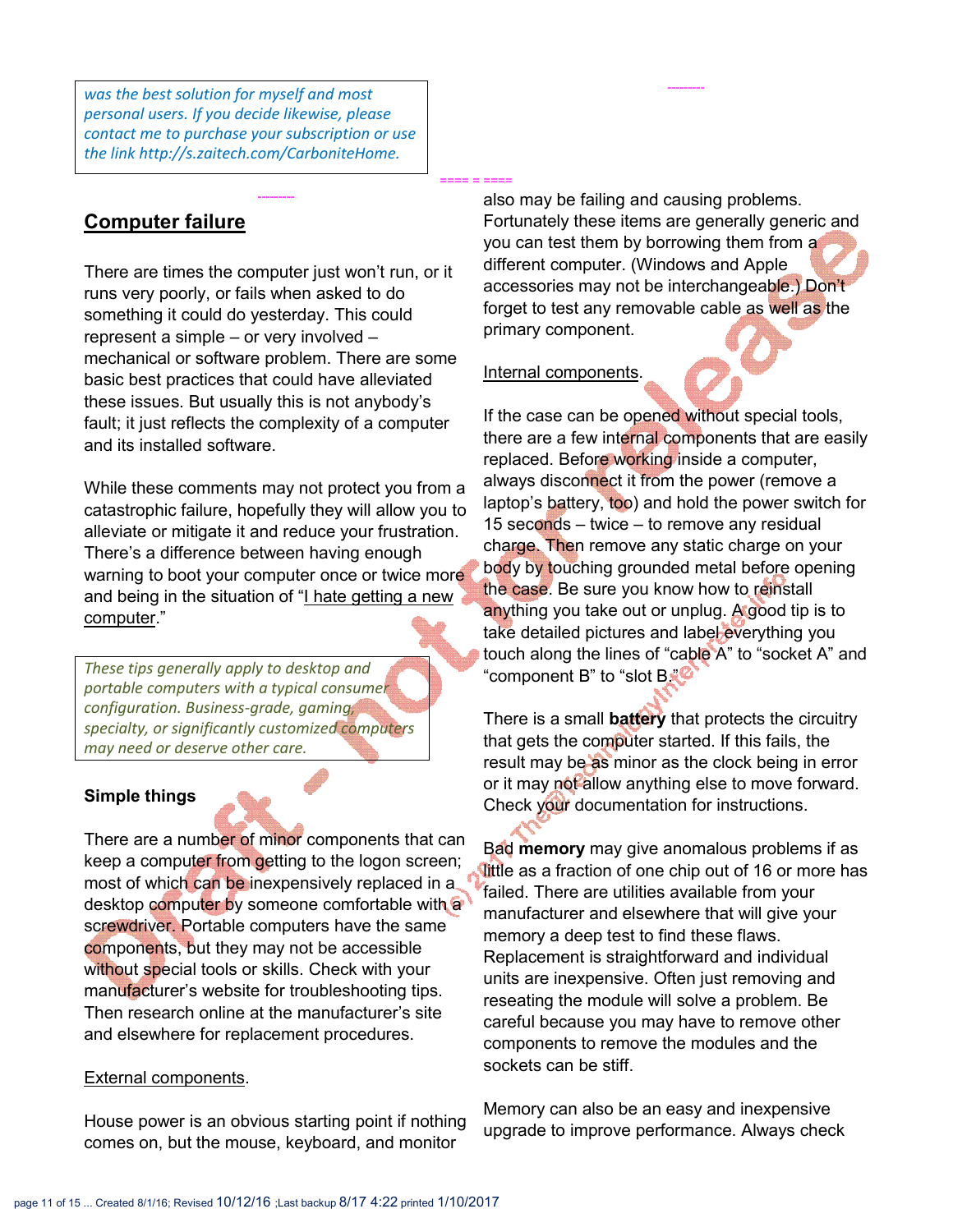*was the best solution for myself and most personal users. If you decide likewise, please contact me to purchase your subscription or use the link http://s.zaitech.com/CarboniteHome.*

## Computer failure

There are times the computer just won't run, or it runs very poorly, or fails when asked to do something it could do yesterday. This could represent a simple – or very involved – mechanical or software problem. There are some basic best practices that could have alleviated these issues. But usually this is not anybody's fault; it just reflects the complexity of a computer and its installed software.

While these comments may not protect you from a catastrophic failure, hopefully they will allow you to alleviate or mitigate it and reduce your frustration. There's a difference between having enough warning to boot your computer once or twice more and being in the situation of "I hate getting a new computer."

*These tips generally apply to desktop and portable computers with a typical consumer configuration. Business-grade, gaming, specialty, or significantly customized computers may need or deserve other care.*

### Simple things

There are a number of minor components that can keep a computer from getting to the logon screen; most of which can be inexpensively replaced in a desktop computer by someone comfortable with a screwdriver. Portable computers have the same components, but they may not be accessible without special tools or skills. Check with your manufacturer's website for troubleshooting tips. Then research online at the manufacturer's site and elsewhere for replacement procedures.

External components.

House power is an obvious starting point if nothing comes on, but the mouse, keyboard, and monitor also may be failing and causing problems. Fortunately these items are generally generic and you can test them by borrowing them from a different computer. (Windows and Apple accessories may not be interchangeable.) Don't forget to test any removable cable as well as the primary component.

Internal components.

If the case can be opened without special tools, there are a few internal components that are easily replaced. Before working inside a computer, always disconnect it from the power (remove a laptop's battery, too) and hold the power switch for 15 seconds – twice – to remove any residual charge. Then remove any static charge on your body by touching grounded metal before opening the case. Be sure you know how to reinstall anything you take out or unplug. A good tip is to take detailed pictures and label everything you touch along the lines of "cable A" to "socket A" and "component B" to "slot B."

There is a small **battery** that protects the circuitry that gets the computer started. If this fails, the result may be as minor as the clock being in error or it may not allow anything else to move forward. Check your documentation for instructions.

Bad **memory** may give anomalous problems if as little as a fraction of one chip out of 16 or more has failed. There are utilities available from your manufacturer and elsewhere that will give your memory a deep test to find these flaws. Replacement is straightforward and individual units are inexpensive. Often just removing and reseating the module will solve a problem. Be careful because you may have to remove other components to remove the modules and the sockets can be stiff.

Memory can also be an easy and inexpensive upgrade to improve performance. Always check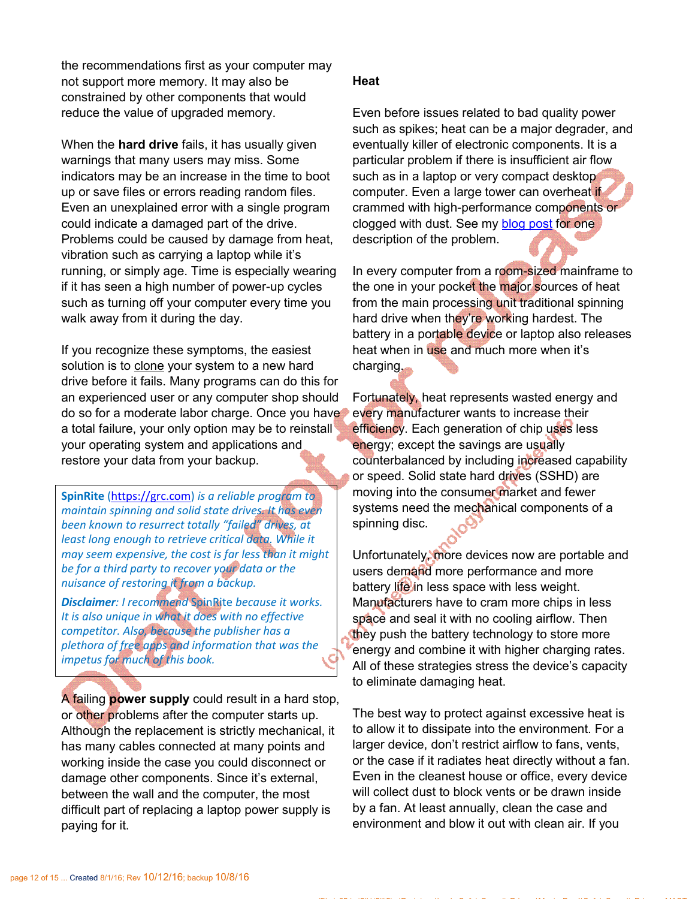the recommendations first as your computer may not support more memory. It may also be constrained by other components that would reduce the value of upgraded memory.

When the **hard drive** fails, it has usually given warnings that many users may miss. Some indicators may be an increase in the time to boot up or save files or errors reading random files. Even an unexplained error with a single program could indicate a damaged part of the drive. Problems could be caused by damage from heat, vibration such as carrying a laptop while it's running, or simply age. Time is especially wearing if it has seen a high number of power-up cycles such as turning off your computer every time you walk away from it during the day.

If you recognize these symptoms, the easiest solution is to clone your system to a new hard drive before it fails. Many programs can do this for an experienced user or any computer shop should do so for a moderate labor charge. Once you have a total failure, your only option may be to reinstall your operating system and applications and restore your data from your backup.

> **SpinRite** (https://grc.com) *is a reliable program to maintain spinning and solid state drives. It has even been known to resurrect totally "failed" drives, at least long enough to retrieve critical data. While it may seem expensive, the cost is far less than it might be for a third party to recover your data or the nuisance of restoring it from a backup.*
>
> ***Disclaimer****: I recommend SpinRite because it works. It is also unique in what it does with no effective competitor. Also, because the publisher has a plethora of free apps and information that was the impetus for much of this book.*

A failing **power supply** could result in a hard stop, or other problems after the computer starts up. Although the replacement is strictly mechanical, it has many cables connected at many points and working inside the case you could disconnect or damage other components. Since it's external, between the wall and the computer, the most difficult part of replacing a laptop power supply is paying for it.

**Heat**

Even before issues related to bad quality power such as spikes; heat can be a major degrader, and eventually killer of electronic components. It is a particular problem if there is insufficient air flow such as in a laptop or very compact desktop computer. Even a large tower can overheat if crammed with high-performance components or clogged with dust. See my blog post for one description of the problem.

In every computer from a room-sized mainframe to the one in your pocket the major sources of heat from the main processing unit traditional spinning hard drive when they're working hardest. The battery in a portable device or laptop also releases heat when in use and much more when it's charging.

Fortunately, heat represents wasted energy and every manufacturer wants to increase their efficiency. Each generation of chip uses less energy; except the savings are usually counterbalanced by including increased capability or speed. Solid state hard drives (SSHD) are moving into the consumer market and fewer systems need the mechanical components of a spinning disc.

Unfortunately, more devices now are portable and users demand more performance and more battery life in less space with less weight. Manufacturers have to cram more chips in less space and seal it with no cooling airflow. Then they push the battery technology to store more energy and combine it with higher charging rates. All of these strategies stress the device's capacity to eliminate damaging heat.

The best way to protect against excessive heat is to allow it to dissipate into the environment. For a larger device, don't restrict airflow to fans, vents, or the case if it radiates heat directly without a fan. Even in the cleanest house or office, every device will collect dust to block vents or be drawn inside by a fan. At least annually, clean the case and environment and blow it out with clean air. If you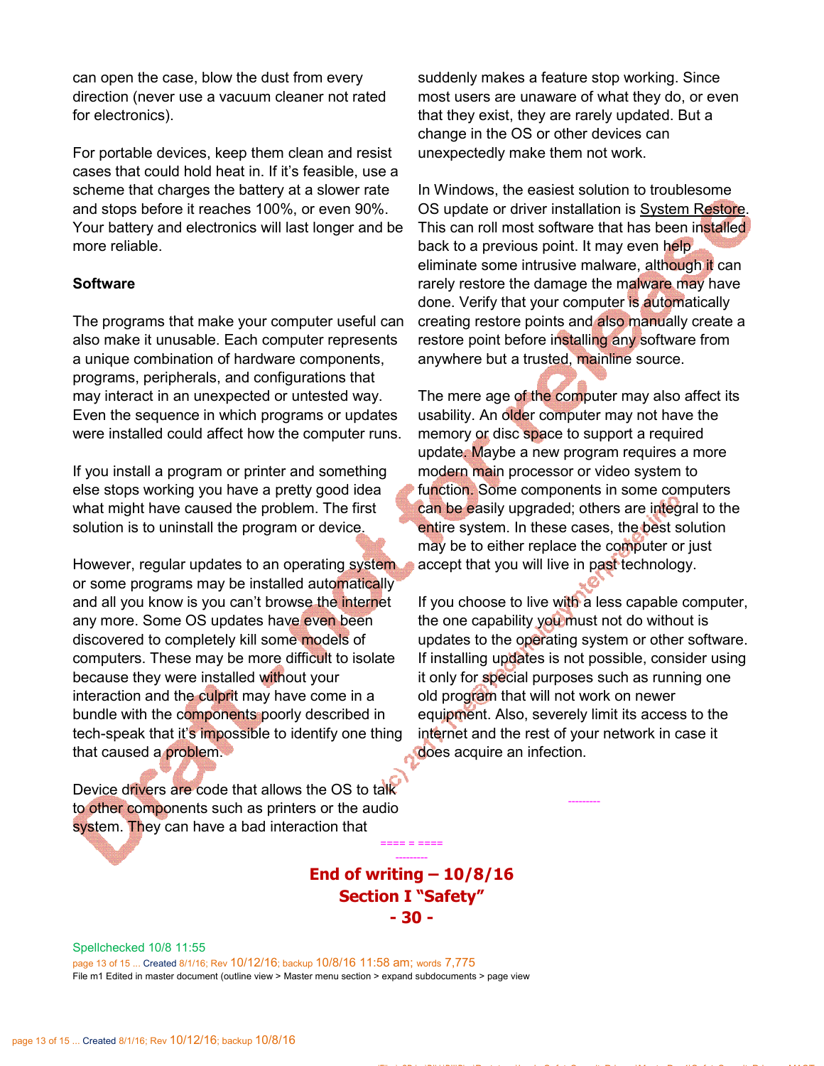can open the case, blow the dust from every direction (never use a vacuum cleaner not rated for electronics).

For portable devices, keep them clean and resist cases that could hold heat in. If it's feasible, use a scheme that charges the battery at a slower rate and stops before it reaches 100%, or even 90%. Your battery and electronics will last longer and be more reliable.

**Software**

The programs that make your computer useful can also make it unusable. Each computer represents a unique combination of hardware components, programs, peripherals, and configurations that may interact in an unexpected or untested way. Even the sequence in which programs or updates were installed could affect how the computer runs.

If you install a program or printer and something else stops working you have a pretty good idea what might have caused the problem. The first solution is to uninstall the program or device.

However, regular updates to an operating system or some programs may be installed automatically and all you know is you can't browse the internet any more. Some OS updates have even been discovered to completely kill some models of computers. These may be more difficult to isolate because they were installed without your interaction and the culprit may have come in a bundle with the components poorly described in tech-speak that it's impossible to identify one thing that caused a problem.

Device drivers are code that allows the OS to talk to other components such as printers or the audio system. They can have a bad interaction that suddenly makes a feature stop working. Since most users are unaware of what they do, or even that they exist, they are rarely updated. But a change in the OS or other devices can unexpectedly make them not work.

In Windows, the easiest solution to troublesome OS update or driver installation is System Restore. This can roll most software that has been installed back to a previous point. It may even help eliminate some intrusive malware, although it can rarely restore the damage the malware may have done. Verify that your computer is automatically creating restore points and also manually create a restore point before installing any software from anywhere but a trusted, mainline source.

The mere age of the computer may also affect its usability. An older computer may not have the memory or disc space to support a required update. Maybe a new program requires a more modern main processor or video system to function. Some components in some computers can be easily upgraded; others are integral to the entire system. In these cases, the best solution may be to either replace the computer or just accept that you will live in past technology.

If you choose to live with a less capable computer, the one capability you must not do without is updates to the operating system or other software. If installing updates is not possible, consider using it only for special purposes such as running one old program that will not work on newer equipment. Also, severely limit its access to the internet and the rest of your network in case it does acquire an infection.

==== = ====

**End of writing – 10/8/16**
**Section I "Safety"**
**- 30 -**

Spellchecked 10/8 11:55

File m1 Edited in master document (outline view > Master menu section > expand subdocuments > page view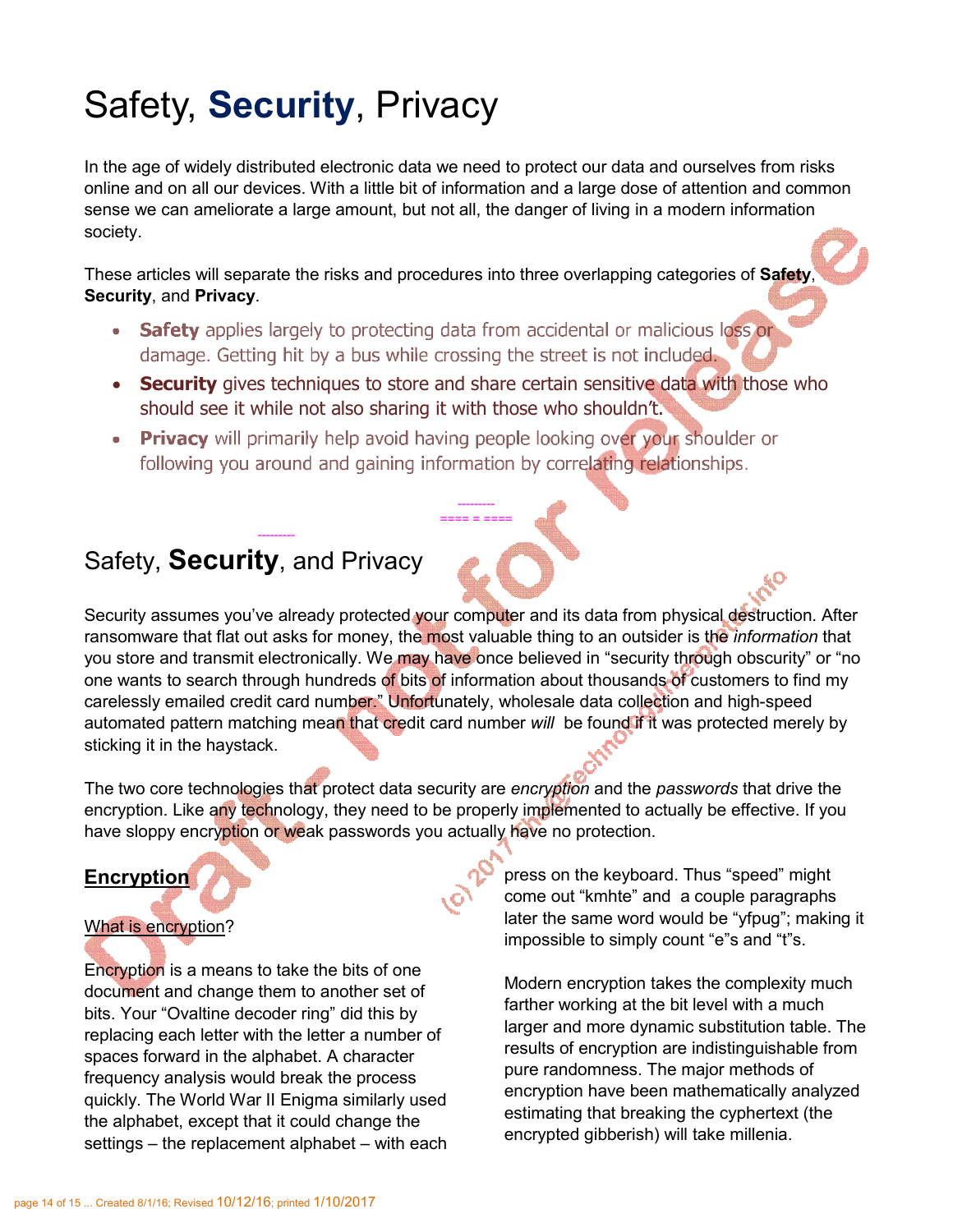# Safety, **Security**, Privacy

In the age of widely distributed electronic data we need to protect our data and ourselves from risks online and on all our devices. With a little bit of information and a large dose of attention and common sense we can ameliorate a large amount, but not all, the danger of living in a modern information society.

These articles will separate the risks and procedures into three overlapping categories of **Safety**, **Security**, and **Privacy**.

- **Safety** applies largely to protecting data from accidental or malicious loss or damage. Getting hit by a bus while crossing the street is not included.
- **Security** gives techniques to store and share certain sensitive data with those who should see it while not also sharing it with those who shouldn't.
- **Privacy** will primarily help avoid having people looking over your shoulder or following you around and gaining information by correlating relationships.

---

==== = ====

---

## Safety, **Security**, and Privacy

Security assumes you've already protected your computer and its data from physical destruction. After ransomware that flat out asks for money, the most valuable thing to an outsider is the *information* that you store and transmit electronically. We may have once believed in "security through obscurity" or "no one wants to search through hundreds of bits of information about thousands of customers to find my carelessly emailed credit card number." Unfortunately, wholesale data collection and high-speed automated pattern matching mean that credit card number *will* be found if it was protected merely by sticking it in the haystack.

The two core technologies that protect data security are *encryption* and the *passwords* that drive the encryption. Like any technology, they need to be properly implemented to actually be effective. If you have sloppy encryption or weak passwords you actually have no protection.

### Encryption

What is encryption?

Encryption is a means to take the bits of one document and change them to another set of bits. Your "Ovaltine decoder ring" did this by replacing each letter with the letter a number of spaces forward in the alphabet. A character frequency analysis would break the process quickly. The World War II Enigma similarly used the alphabet, except that it could change the settings – the replacement alphabet – with each press on the keyboard. Thus "speed" might come out "kmhte" and a couple paragraphs later the same word would be "yfpug"; making it impossible to simply count "e"s and "t"s.

Modern encryption takes the complexity much farther working at the bit level with a much larger and more dynamic substitution table. The results of encryption are indistinguishable from pure randomness. The major methods of encryption have been mathematically analyzed estimating that breaking the cyphertext (the encrypted gibberish) will take millenia.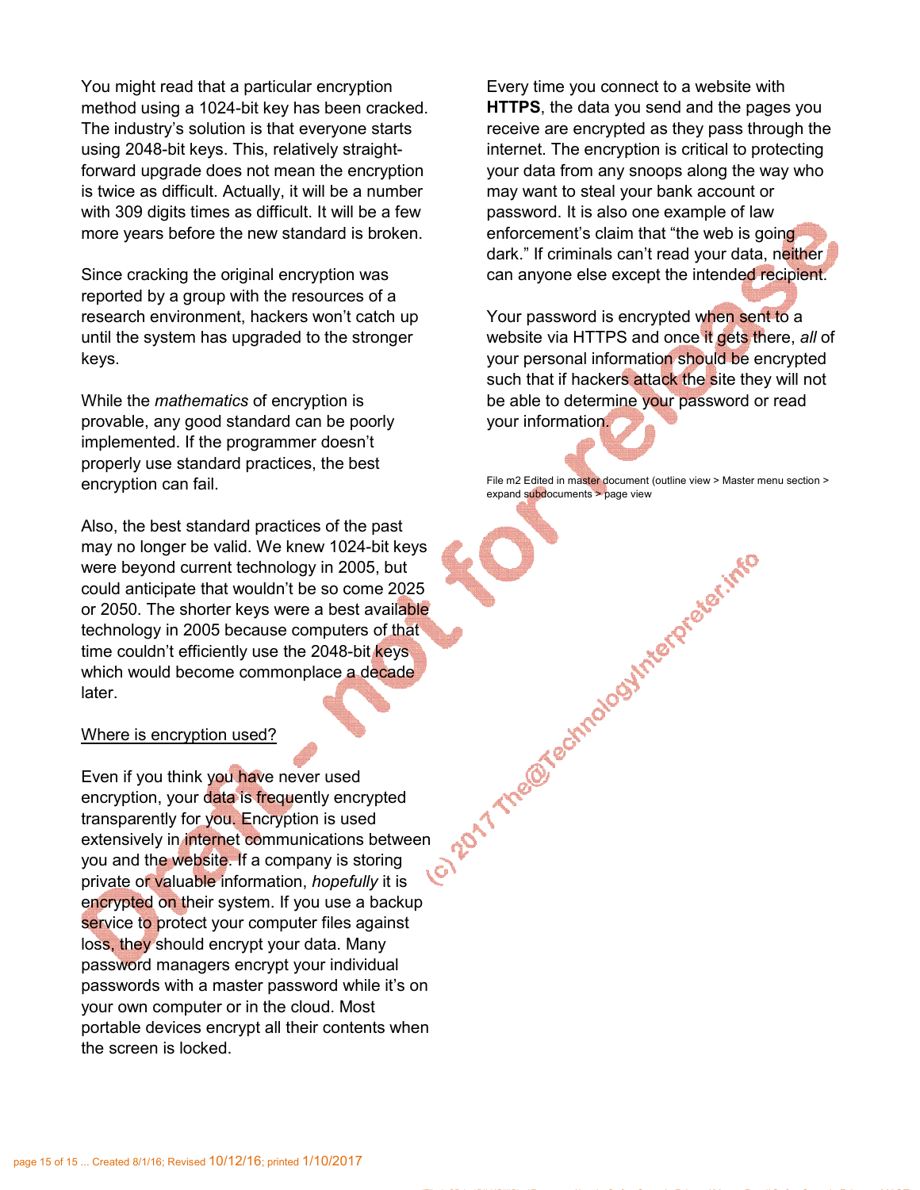You might read that a particular encryption method using a 1024-bit key has been cracked. The industry's solution is that everyone starts using 2048-bit keys. This, relatively straight-forward upgrade does not mean the encryption is twice as difficult. Actually, it will be a number with 309 digits times as difficult. It will be a few more years before the new standard is broken.

Since cracking the original encryption was reported by a group with the resources of a research environment, hackers won't catch up until the system has upgraded to the stronger keys.

While the *mathematics* of encryption is provable, any good standard can be poorly implemented. If the programmer doesn't properly use standard practices, the best encryption can fail.

Also, the best standard practices of the past may no longer be valid. We knew 1024-bit keys were beyond current technology in 2005, but could anticipate that wouldn't be so come 2025 or 2050. The shorter keys were a best available technology in 2005 because computers of that time couldn't efficiently use the 2048-bit keys which would become commonplace a decade later.

## Where is encryption used?

Even if you think you have never used encryption, your data is frequently encrypted transparently for you. Encryption is used extensively in internet communications between you and the website. If a company is storing private or valuable information, *hopefully* it is encrypted on their system. If you use a backup service to protect your computer files against loss, they should encrypt your data. Many password managers encrypt your individual passwords with a master password while it's on your own computer or in the cloud. Most portable devices encrypt all their contents when the screen is locked.

Every time you connect to a website with **HTTPS**, the data you send and the pages you receive are encrypted as they pass through the internet. The encryption is critical to protecting your data from any snoops along the way who may want to steal your bank account or password. It is also one example of law enforcement's claim that "the web is going dark." If criminals can't read your data, neither can anyone else except the intended recipient.

Your password is encrypted when sent to a website via HTTPS and once it gets there, *all* of your personal information should be encrypted such that if hackers attack the site they will not be able to determine your password or read your information.

File m2 Edited in master document (outline view > Master menu section > expand subdocuments > page view